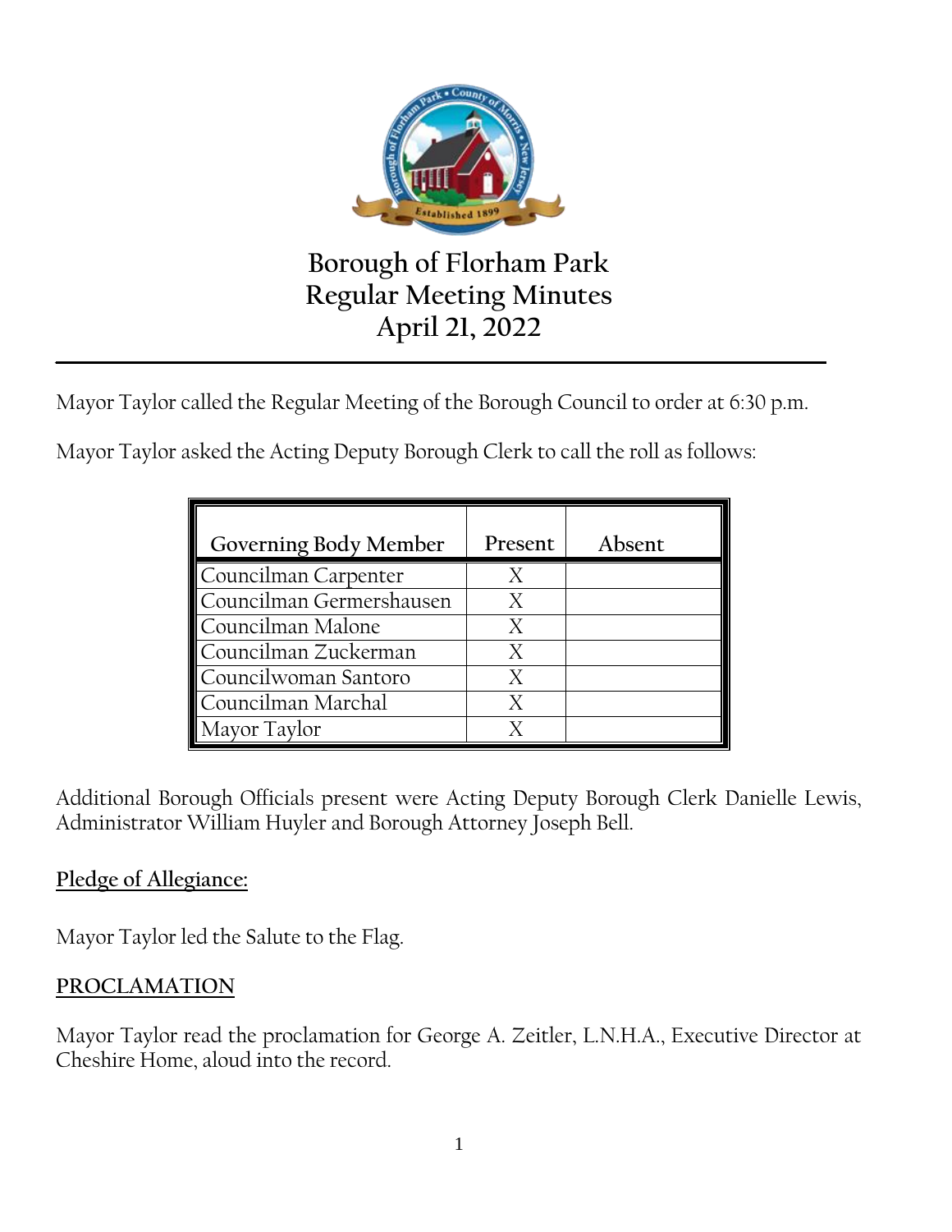# Borough of Florham Park
# Regular Meeting Minutes
# April 21, 2022

Mayor Taylor called the Regular Meeting of the Borough Council to order at 6:30 p.m.

Mayor Taylor asked the Acting Deputy Borough Clerk to call the roll as follows:

| Governing Body Member | Present | Absent |
|---|---|---|
| Councilman Carpenter | X | |
| Councilman Germershausen | X | |
| Councilman Malone | X | |
| Councilman Zuckerman | X | |
| Councilwoman Santoro | X | |
| Councilman Marchal | X | |
| Mayor Taylor | X | |

Additional Borough Officials present were Acting Deputy Borough Clerk Danielle Lewis, Administrator William Huyler and Borough Attorney Joseph Bell.

**Pledge of Allegiance:**

Mayor Taylor led the Salute to the Flag.

**PROCLAMATION**

Mayor Taylor read the proclamation for George A. Zeitler, L.N.H.A., Executive Director at Cheshire Home, aloud into the record.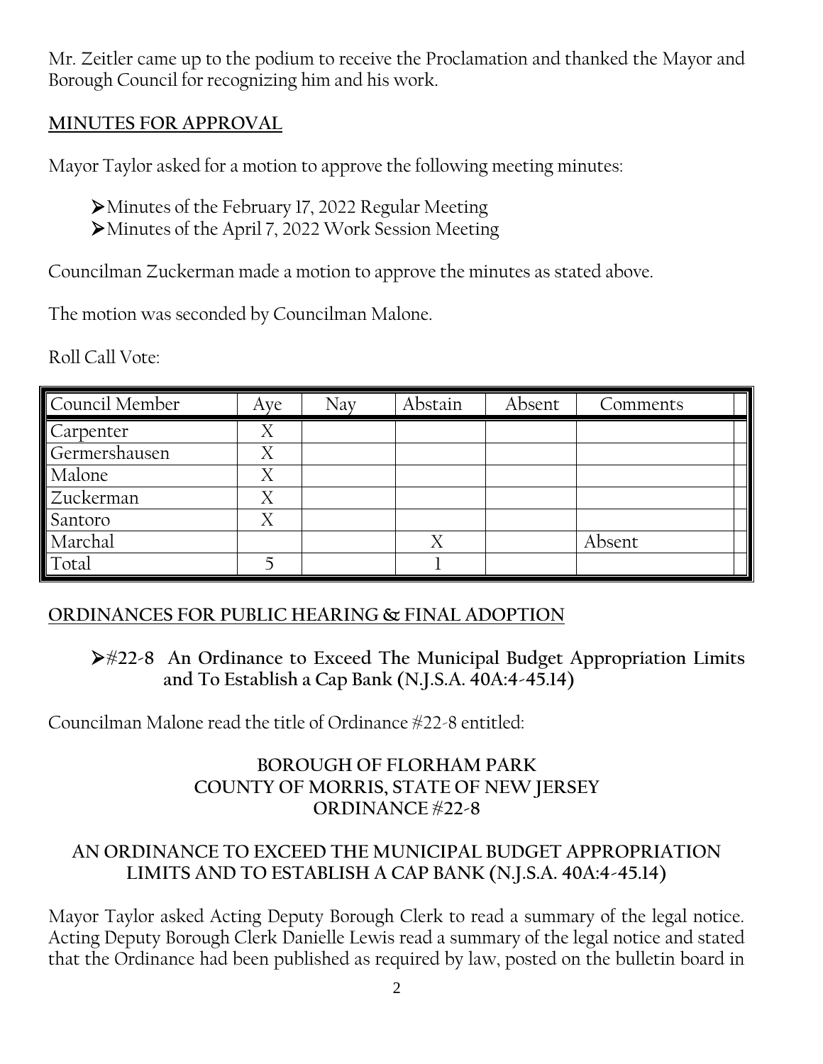Mr. Zeitler came up to the podium to receive the Proclamation and thanked the Mayor and Borough Council for recognizing him and his work.

## MINUTES FOR APPROVAL

Mayor Taylor asked for a motion to approve the following meeting minutes:

- Minutes of the February 17, 2022 Regular Meeting
- Minutes of the April 7, 2022 Work Session Meeting

Councilman Zuckerman made a motion to approve the minutes as stated above.

The motion was seconded by Councilman Malone.

Roll Call Vote:

| Council Member | Aye | Nay | Abstain | Absent | Comments |
|---|---|---|---|---|---|
| Carpenter | X | | | | |
| Germershausen | X | | | | |
| Malone | X | | | | |
| Zuckerman | X | | | | |
| Santoro | X | | | | |
| Marchal | | | X | | Absent |
| Total | 5 | | 1 | | |

## ORDINANCES FOR PUBLIC HEARING & FINAL ADOPTION

- **#22-8 An Ordinance to Exceed The Municipal Budget Appropriation Limits and To Establish a Cap Bank (N.J.S.A. 40A:4-45.14)**

Councilman Malone read the title of Ordinance #22-8 entitled:

**BOROUGH OF FLORHAM PARK**
**COUNTY OF MORRIS, STATE OF NEW JERSEY**
**ORDINANCE #22-8**

**AN ORDINANCE TO EXCEED THE MUNICIPAL BUDGET APPROPRIATION LIMITS AND TO ESTABLISH A CAP BANK (N.J.S.A. 40A:4-45.14)**

Mayor Taylor asked Acting Deputy Borough Clerk to read a summary of the legal notice. Acting Deputy Borough Clerk Danielle Lewis read a summary of the legal notice and stated that the Ordinance had been published as required by law, posted on the bulletin board in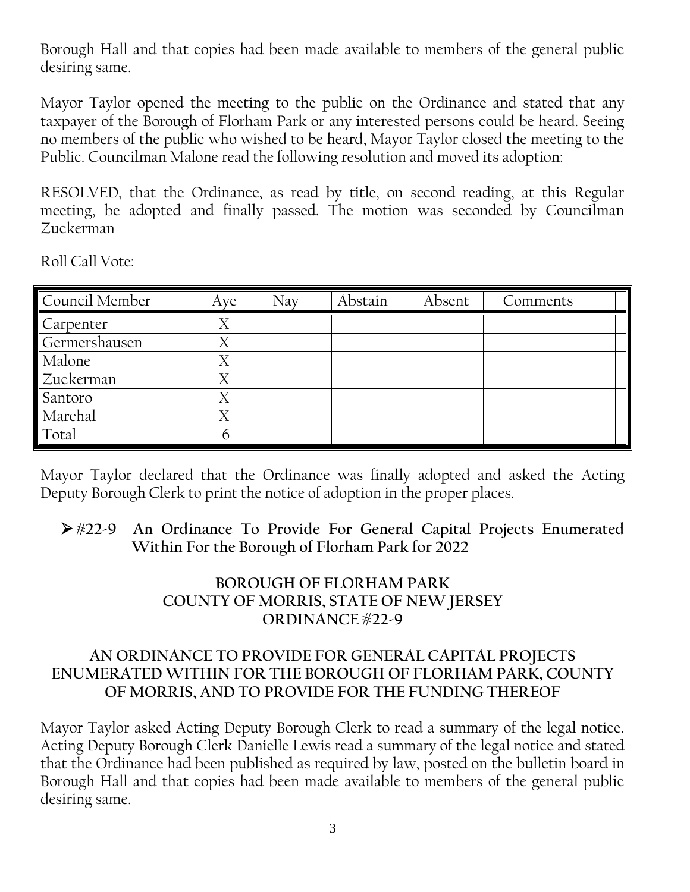Borough Hall and that copies had been made available to members of the general public desiring same.

Mayor Taylor opened the meeting to the public on the Ordinance and stated that any taxpayer of the Borough of Florham Park or any interested persons could be heard. Seeing no members of the public who wished to be heard, Mayor Taylor closed the meeting to the Public. Councilman Malone read the following resolution and moved its adoption:

RESOLVED, that the Ordinance, as read by title, on second reading, at this Regular meeting, be adopted and finally passed. The motion was seconded by Councilman Zuckerman

Roll Call Vote:

| Council Member | Aye | Nay | Abstain | Absent | Comments |
|---|---|---|---|---|---|
| Carpenter | X | | | | |
| Germershausen | X | | | | |
| Malone | X | | | | |
| Zuckerman | X | | | | |
| Santoro | X | | | | |
| Marchal | X | | | | |
| Total | 6 | | | | |

Mayor Taylor declared that the Ordinance was finally adopted and asked the Acting Deputy Borough Clerk to print the notice of adoption in the proper places.

- **#22-9 An Ordinance To Provide For General Capital Projects Enumerated Within For the Borough of Florham Park for 2022**

**BOROUGH OF FLORHAM PARK**
**COUNTY OF MORRIS, STATE OF NEW JERSEY**
**ORDINANCE #22-9**

**AN ORDINANCE TO PROVIDE FOR GENERAL CAPITAL PROJECTS ENUMERATED WITHIN FOR THE BOROUGH OF FLORHAM PARK, COUNTY OF MORRIS, AND TO PROVIDE FOR THE FUNDING THEREOF**

Mayor Taylor asked Acting Deputy Borough Clerk to read a summary of the legal notice. Acting Deputy Borough Clerk Danielle Lewis read a summary of the legal notice and stated that the Ordinance had been published as required by law, posted on the bulletin board in Borough Hall and that copies had been made available to members of the general public desiring same.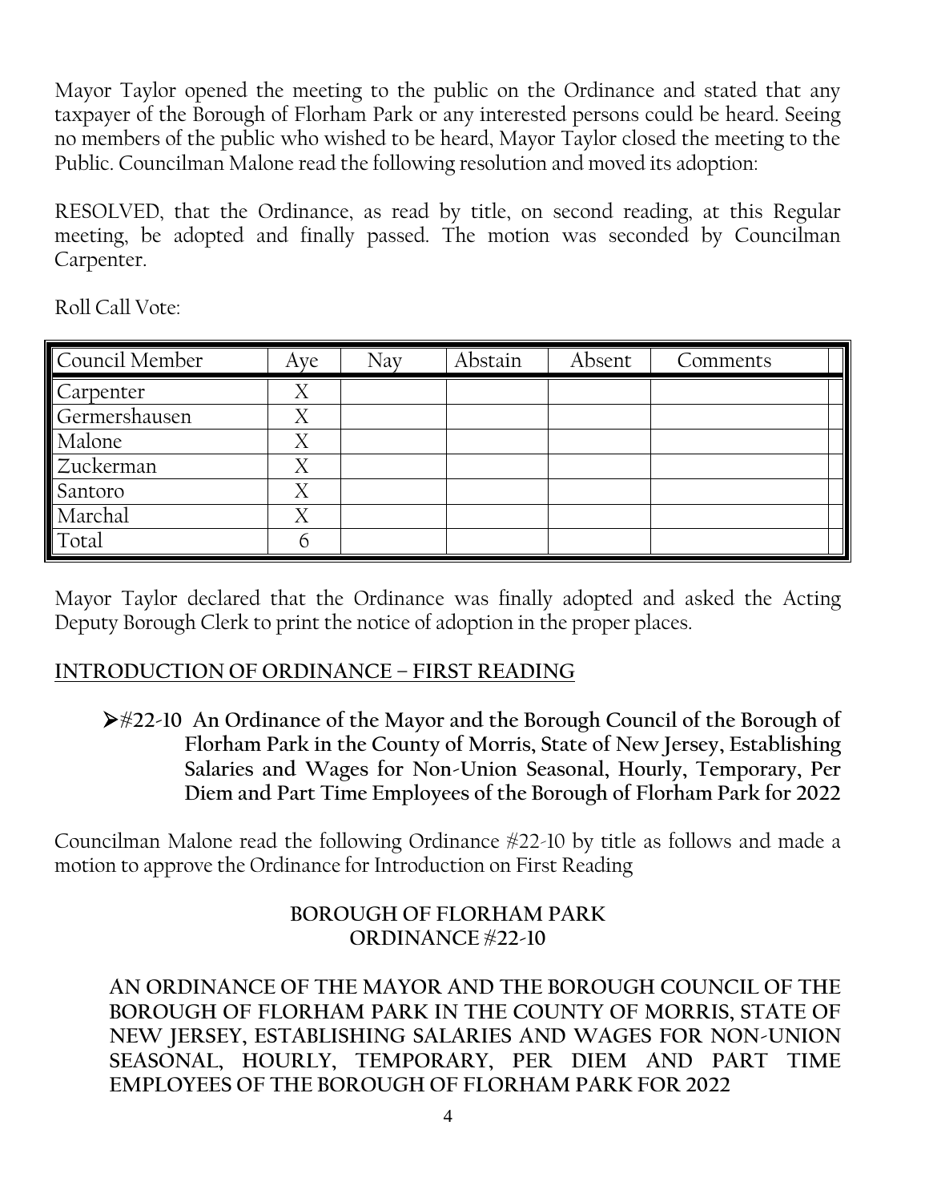Mayor Taylor opened the meeting to the public on the Ordinance and stated that any taxpayer of the Borough of Florham Park or any interested persons could be heard. Seeing no members of the public who wished to be heard, Mayor Taylor closed the meeting to the Public. Councilman Malone read the following resolution and moved its adoption:

RESOLVED, that the Ordinance, as read by title, on second reading, at this Regular meeting, be adopted and finally passed. The motion was seconded by Councilman Carpenter.

Roll Call Vote:

| Council Member | Aye | Nay | Abstain | Absent | Comments |
|---|---|---|---|---|---|
| Carpenter | X | | | | |
| Germershausen | X | | | | |
| Malone | X | | | | |
| Zuckerman | X | | | | |
| Santoro | X | | | | |
| Marchal | X | | | | |
| Total | 6 | | | | |

Mayor Taylor declared that the Ordinance was finally adopted and asked the Acting Deputy Borough Clerk to print the notice of adoption in the proper places.

## INTRODUCTION OF ORDINANCE – FIRST READING

- **#22-10 An Ordinance of the Mayor and the Borough Council of the Borough of Florham Park in the County of Morris, State of New Jersey, Establishing Salaries and Wages for Non-Union Seasonal, Hourly, Temporary, Per Diem and Part Time Employees of the Borough of Florham Park for 2022**

Councilman Malone read the following Ordinance #22-10 by title as follows and made a motion to approve the Ordinance for Introduction on First Reading

**BOROUGH OF FLORHAM PARK**
**ORDINANCE #22-10**

**AN ORDINANCE OF THE MAYOR AND THE BOROUGH COUNCIL OF THE BOROUGH OF FLORHAM PARK IN THE COUNTY OF MORRIS, STATE OF NEW JERSEY, ESTABLISHING SALARIES AND WAGES FOR NON-UNION SEASONAL, HOURLY, TEMPORARY, PER DIEM AND PART TIME EMPLOYEES OF THE BOROUGH OF FLORHAM PARK FOR 2022**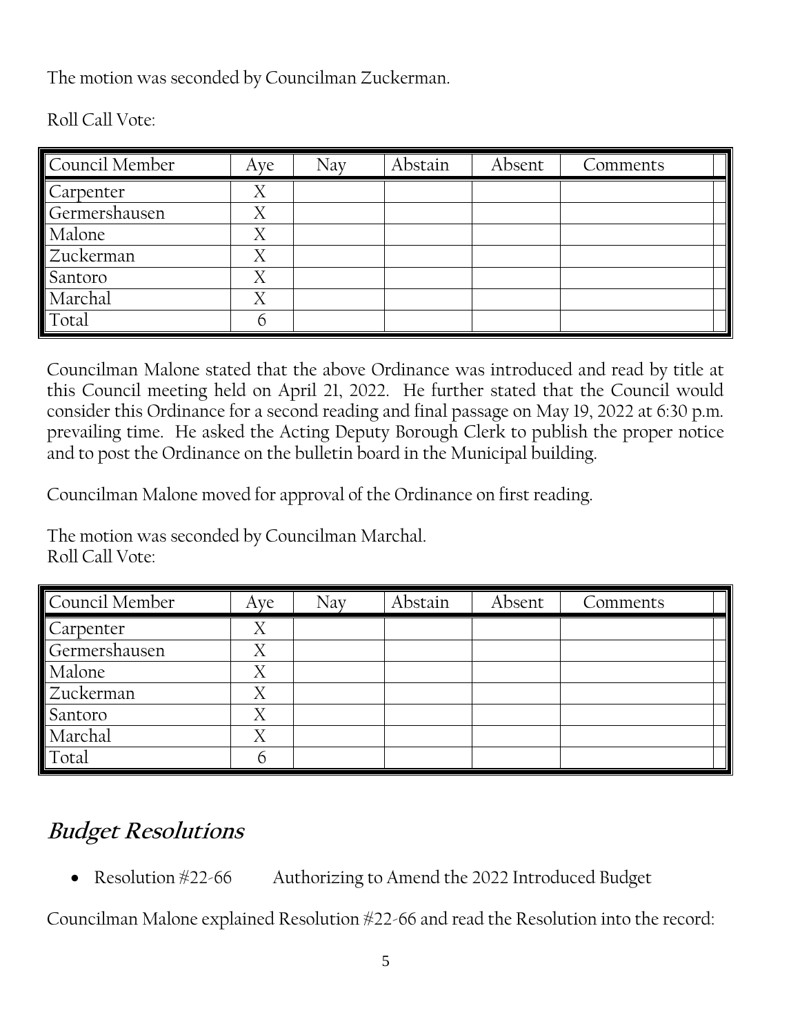The motion was seconded by Councilman Zuckerman.

Roll Call Vote:

| Council Member | Aye | Nay | Abstain | Absent | Comments |
|---|---|---|---|---|---|
| Carpenter | X | | | | |
| Germershausen | X | | | | |
| Malone | X | | | | |
| Zuckerman | X | | | | |
| Santoro | X | | | | |
| Marchal | X | | | | |
| Total | 6 | | | | |

Councilman Malone stated that the above Ordinance was introduced and read by title at this Council meeting held on April 21, 2022. He further stated that the Council would consider this Ordinance for a second reading and final passage on May 19, 2022 at 6:30 p.m. prevailing time. He asked the Acting Deputy Borough Clerk to publish the proper notice and to post the Ordinance on the bulletin board in the Municipal building.

Councilman Malone moved for approval of the Ordinance on first reading.

The motion was seconded by Councilman Marchal.
Roll Call Vote:

| Council Member | Aye | Nay | Abstain | Absent | Comments |
|---|---|---|---|---|---|
| Carpenter | X | | | | |
| Germershausen | X | | | | |
| Malone | X | | | | |
| Zuckerman | X | | | | |
| Santoro | X | | | | |
| Marchal | X | | | | |
| Total | 6 | | | | |

## *Budget Resolutions*

- Resolution #22-66 Authorizing to Amend the 2022 Introduced Budget

Councilman Malone explained Resolution #22-66 and read the Resolution into the record: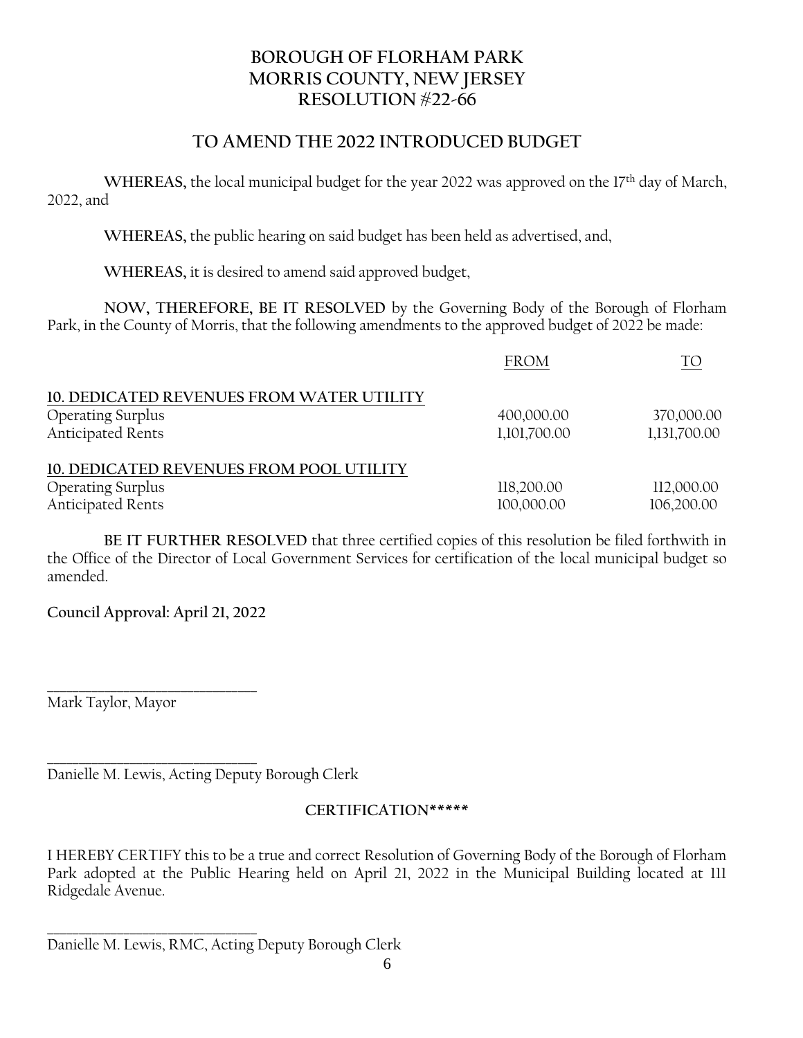# BOROUGH OF FLORHAM PARK
# MORRIS COUNTY, NEW JERSEY
# RESOLUTION #22-66

## TO AMEND THE 2022 INTRODUCED BUDGET

**WHEREAS,** the local municipal budget for the year 2022 was approved on the 17th day of March, 2022, and

**WHEREAS,** the public hearing on said budget has been held as advertised, and,

**WHEREAS,** it is desired to amend said approved budget,

**NOW, THEREFORE, BE IT RESOLVED** by the Governing Body of the Borough of Florham Park, in the County of Morris, that the following amendments to the approved budget of 2022 be made:

| | FROM | TO |
|---|---|---|
| **10. DEDICATED REVENUES FROM WATER UTILITY** | | |
| Operating Surplus | 400,000.00 | 370,000.00 |
| Anticipated Rents | 1,101,700.00 | 1,131,700.00 |
| **10. DEDICATED REVENUES FROM POOL UTILITY** | | |
| Operating Surplus | 118,200.00 | 112,000.00 |
| Anticipated Rents | 100,000.00 | 106,200.00 |

**BE IT FURTHER RESOLVED** that three certified copies of this resolution be filed forthwith in the Office of the Director of Local Government Services for certification of the local municipal budget so amended.

**Council Approval: April 21, 2022**

\_\_\_\_\_\_\_\_\_\_\_\_\_\_\_\_\_\_\_\_\_\_\_\_\_\_\_\_\_\_
Mark Taylor, Mayor

\_\_\_\_\_\_\_\_\_\_\_\_\_\_\_\_\_\_\_\_\_\_\_\_\_\_\_\_\_\_
Danielle M. Lewis, Acting Deputy Borough Clerk

**CERTIFICATION*****

I HEREBY CERTIFY this to be a true and correct Resolution of Governing Body of the Borough of Florham Park adopted at the Public Hearing held on April 21, 2022 in the Municipal Building located at 111 Ridgedale Avenue.

\_\_\_\_\_\_\_\_\_\_\_\_\_\_\_\_\_\_\_\_\_\_\_\_\_\_\_\_\_\_
Danielle M. Lewis, RMC, Acting Deputy Borough Clerk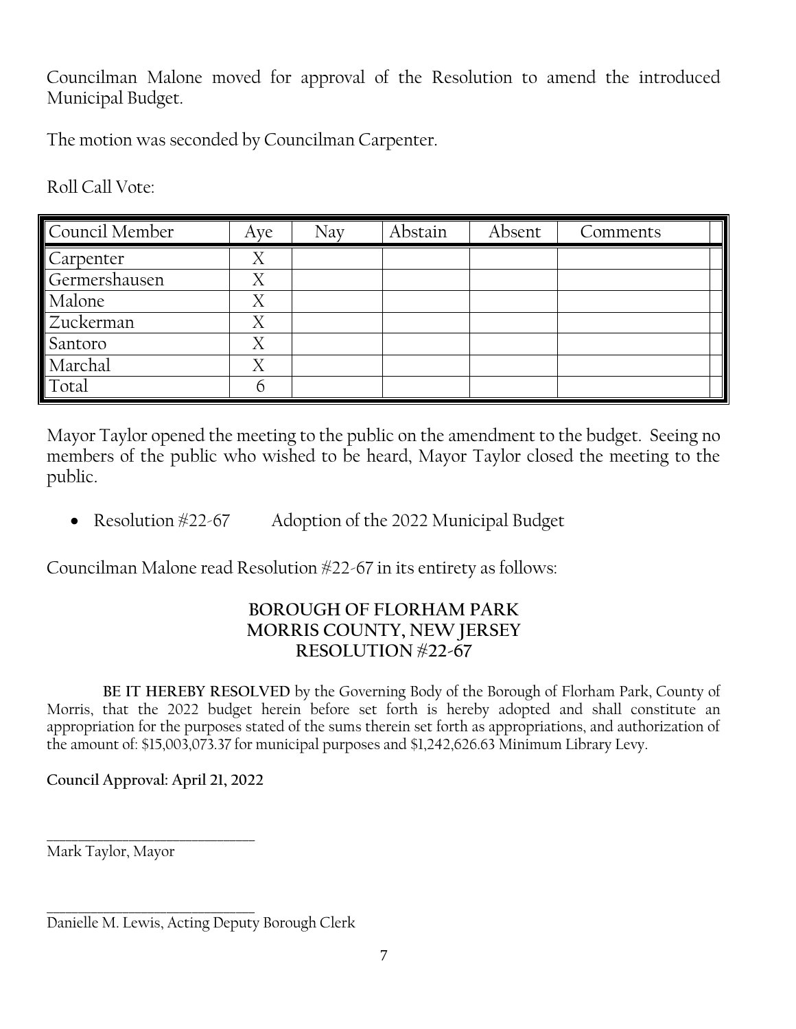Councilman Malone moved for approval of the Resolution to amend the introduced Municipal Budget.

The motion was seconded by Councilman Carpenter.

Roll Call Vote:

| Council Member | Aye | Nay | Abstain | Absent | Comments |
|---|---|---|---|---|---|
| Carpenter | X | | | | |
| Germershausen | X | | | | |
| Malone | X | | | | |
| Zuckerman | X | | | | |
| Santoro | X | | | | |
| Marchal | X | | | | |
| Total | 6 | | | | |

Mayor Taylor opened the meeting to the public on the amendment to the budget. Seeing no members of the public who wished to be heard, Mayor Taylor closed the meeting to the public.

- Resolution #22-67 Adoption of the 2022 Municipal Budget

Councilman Malone read Resolution #22-67 in its entirety as follows:

**BOROUGH OF FLORHAM PARK**
**MORRIS COUNTY, NEW JERSEY**
**RESOLUTION #22-67**

**BE IT HEREBY RESOLVED** by the Governing Body of the Borough of Florham Park, County of Morris, that the 2022 budget herein before set forth is hereby adopted and shall constitute an appropriation for the purposes stated of the sums therein set forth as appropriations, and authorization of the amount of: $15,003,073.37 for municipal purposes and $1,242,626.63 Minimum Library Levy.

**Council Approval: April 21, 2022**

______________________________
Mark Taylor, Mayor

______________________________
Danielle M. Lewis, Acting Deputy Borough Clerk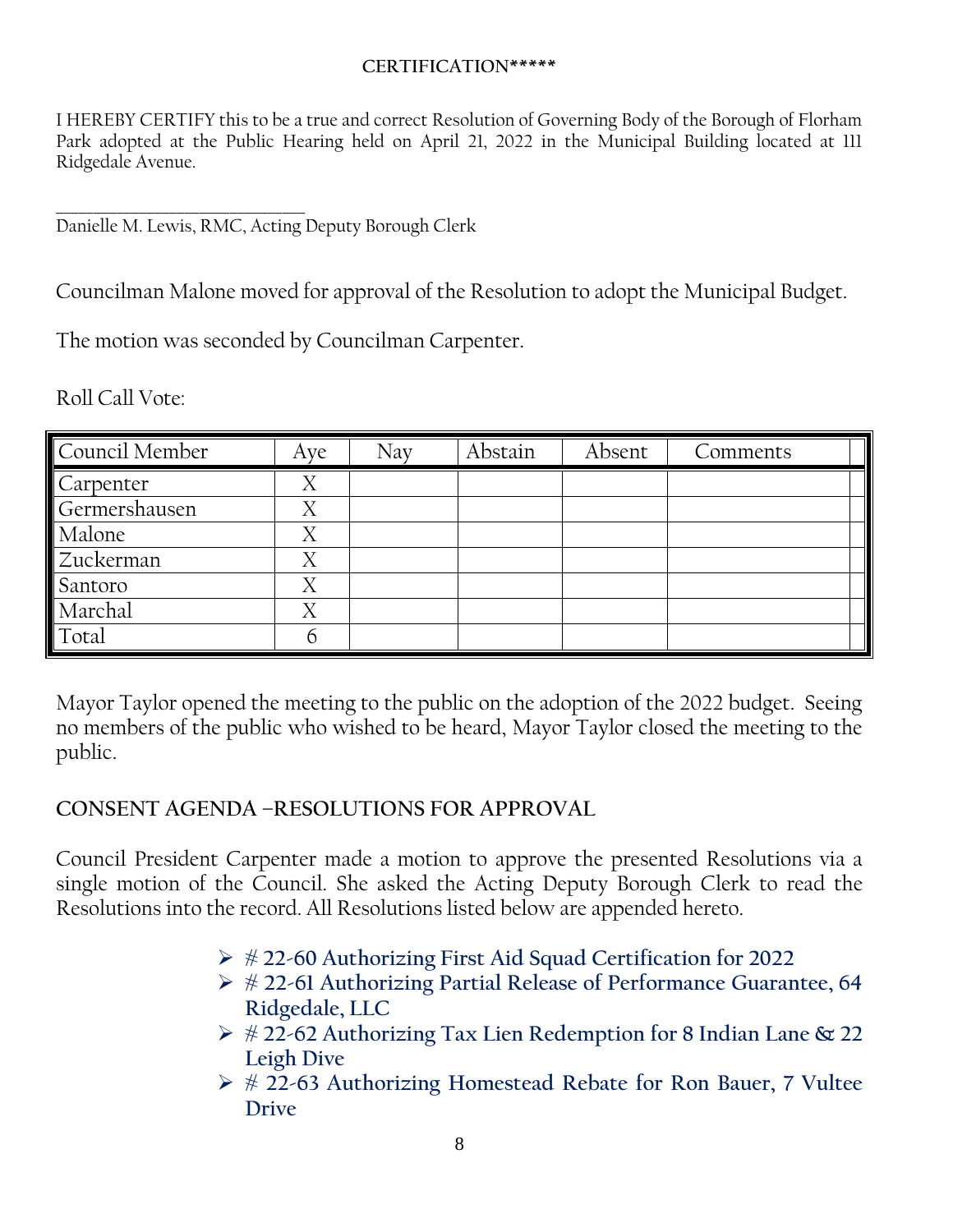**CERTIFICATION*****

I HEREBY CERTIFY this to be a true and correct Resolution of Governing Body of the Borough of Florham Park adopted at the Public Hearing held on April 21, 2022 in the Municipal Building located at 111 Ridgedale Avenue.

_______________________________
Danielle M. Lewis, RMC, Acting Deputy Borough Clerk

Councilman Malone moved for approval of the Resolution to adopt the Municipal Budget.

The motion was seconded by Councilman Carpenter.

Roll Call Vote:

| Council Member | Aye | Nay | Abstain | Absent | Comments |
|---|---|---|---|---|---|
| Carpenter | X | | | | |
| Germershausen | X | | | | |
| Malone | X | | | | |
| Zuckerman | X | | | | |
| Santoro | X | | | | |
| Marchal | X | | | | |
| Total | 6 | | | | |

Mayor Taylor opened the meeting to the public on the adoption of the 2022 budget. Seeing no members of the public who wished to be heard, Mayor Taylor closed the meeting to the public.

**CONSENT AGENDA –RESOLUTIONS FOR APPROVAL**

Council President Carpenter made a motion to approve the presented Resolutions via a single motion of the Council. She asked the Acting Deputy Borough Clerk to read the Resolutions into the record. All Resolutions listed below are appended hereto.

- **# 22-60 Authorizing First Aid Squad Certification for 2022**
- **# 22-61 Authorizing Partial Release of Performance Guarantee, 64 Ridgedale, LLC**
- **# 22-62 Authorizing Tax Lien Redemption for 8 Indian Lane & 22 Leigh Dive**
- **# 22-63 Authorizing Homestead Rebate for Ron Bauer, 7 Vultee Drive**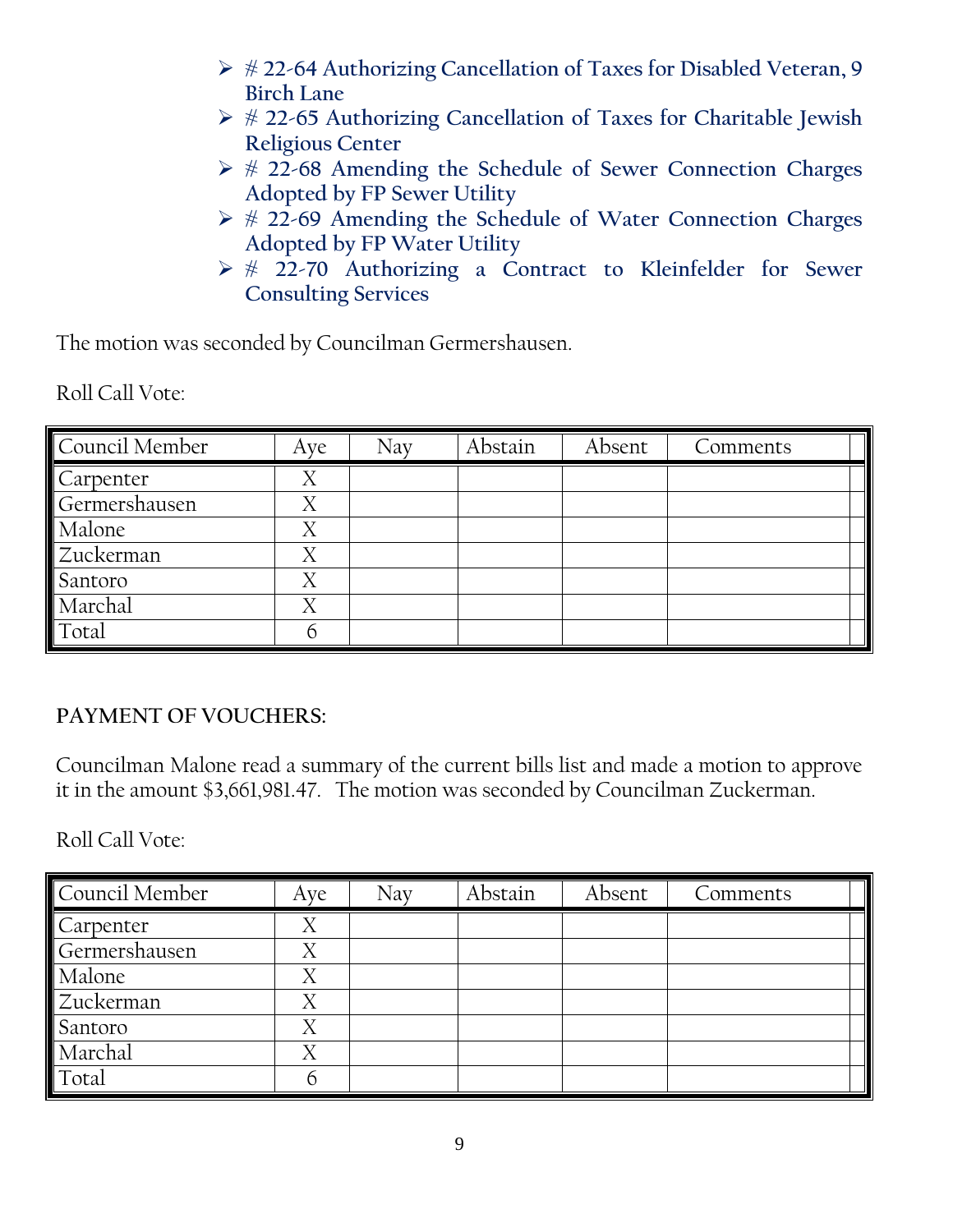- **# 22-64 Authorizing Cancellation of Taxes for Disabled Veteran, 9 Birch Lane**
- **# 22-65 Authorizing Cancellation of Taxes for Charitable Jewish Religious Center**
- **# 22-68 Amending the Schedule of Sewer Connection Charges Adopted by FP Sewer Utility**
- **# 22-69 Amending the Schedule of Water Connection Charges Adopted by FP Water Utility**
- **# 22-70 Authorizing a Contract to Kleinfelder for Sewer Consulting Services**

The motion was seconded by Councilman Germershausen.

Roll Call Vote:

| Council Member | Aye | Nay | Abstain | Absent | Comments |
|---|---|---|---|---|---|
| Carpenter | X | | | | |
| Germershausen | X | | | | |
| Malone | X | | | | |
| Zuckerman | X | | | | |
| Santoro | X | | | | |
| Marchal | X | | | | |
| Total | 6 | | | | |

**PAYMENT OF VOUCHERS:**

Councilman Malone read a summary of the current bills list and made a motion to approve it in the amount $3,661,981.47. The motion was seconded by Councilman Zuckerman.

Roll Call Vote:

| Council Member | Aye | Nay | Abstain | Absent | Comments |
|---|---|---|---|---|---|
| Carpenter | X | | | | |
| Germershausen | X | | | | |
| Malone | X | | | | |
| Zuckerman | X | | | | |
| Santoro | X | | | | |
| Marchal | X | | | | |
| Total | 6 | | | | |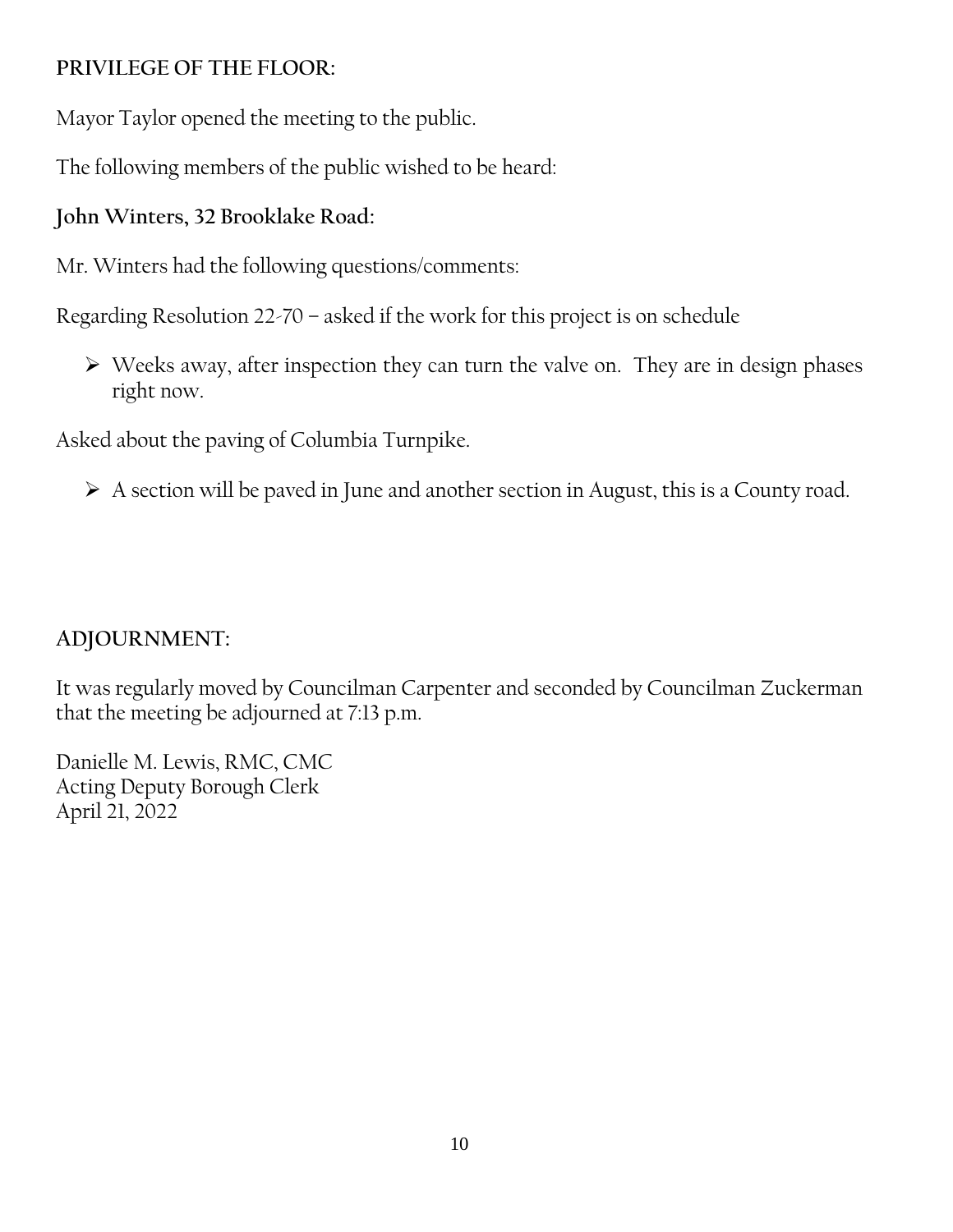**PRIVILEGE OF THE FLOOR:**

Mayor Taylor opened the meeting to the public.

The following members of the public wished to be heard:

**John Winters, 32 Brooklake Road:**

Mr. Winters had the following questions/comments:

Regarding Resolution 22-70 – asked if the work for this project is on schedule

- Weeks away, after inspection they can turn the valve on. They are in design phases right now.

Asked about the paving of Columbia Turnpike.

- A section will be paved in June and another section in August, this is a County road.

**ADJOURNMENT:**

It was regularly moved by Councilman Carpenter and seconded by Councilman Zuckerman that the meeting be adjourned at 7:13 p.m.

Danielle M. Lewis, RMC, CMC
Acting Deputy Borough Clerk
April 21, 2022